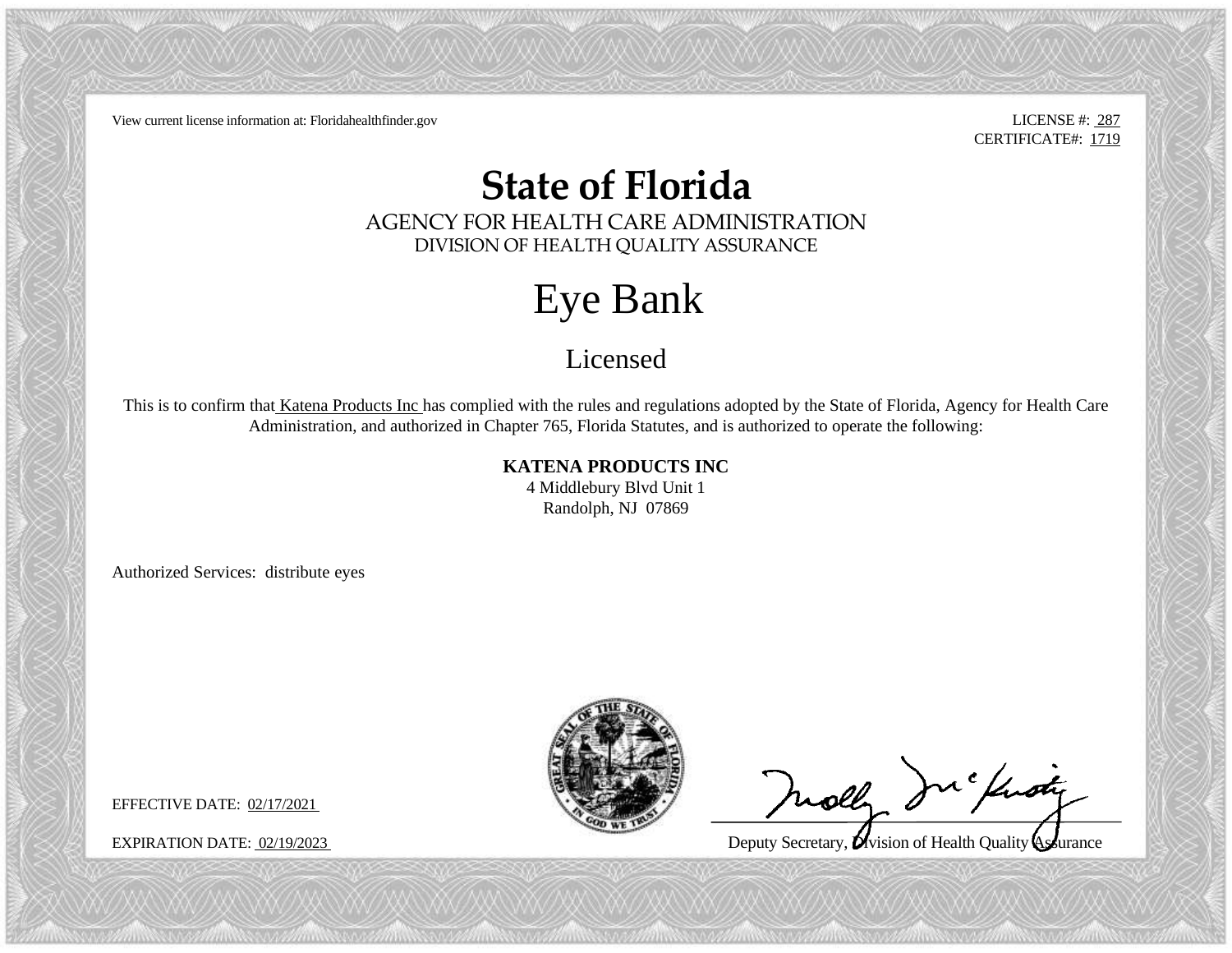View current license information at: Floridahealthfinder.gov

LICENSE #: 287
CERTIFICATE#: 1719

# State of Florida

AGENCY FOR HEALTH CARE ADMINISTRATION
DIVISION OF HEALTH QUALITY ASSURANCE

## Eye Bank

### Licensed

This is to confirm that Katena Products Inc has complied with the rules and regulations adopted by the State of Florida, Agency for Health Care Administration, and authorized in Chapter 765, Florida Statutes, and is authorized to operate the following:

**KATENA PRODUCTS INC**
4 Middlebury Blvd Unit 1
Randolph, NJ 07869

Authorized Services: distribute eyes

EFFECTIVE DATE: 02/17/2021

EXPIRATION DATE: 02/19/2023

Deputy Secretary, Division of Health Quality Assurance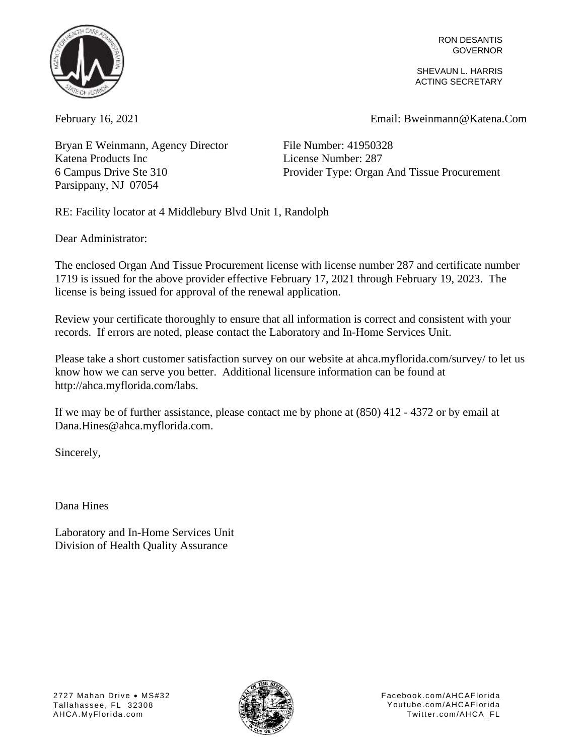RON DESANTIS
GOVERNOR

SHEVAUN L. HARRIS
ACTING SECRETARY

February 16, 2021

Email: Bweinmann@Katena.Com

Bryan E Weinmann, Agency Director
Katena Products Inc
6 Campus Drive Ste 310
Parsippany, NJ 07054

File Number: 41950328
License Number: 287
Provider Type: Organ And Tissue Procurement

RE: Facility locator at 4 Middlebury Blvd Unit 1, Randolph

Dear Administrator:

The enclosed Organ And Tissue Procurement license with license number 287 and certificate number 1719 is issued for the above provider effective February 17, 2021 through February 19, 2023. The license is being issued for approval of the renewal application.

Review your certificate thoroughly to ensure that all information is correct and consistent with your records. If errors are noted, please contact the Laboratory and In-Home Services Unit.

Please take a short customer satisfaction survey on our website at ahca.myflorida.com/survey/ to let us know how we can serve you better. Additional licensure information can be found at http://ahca.myflorida.com/labs.

If we may be of further assistance, please contact me by phone at (850) 412 - 4372 or by email at Dana.Hines@ahca.myflorida.com.

Sincerely,

Dana Hines

Laboratory and In-Home Services Unit
Division of Health Quality Assurance

2727 Mahan Drive • MS#32
Tallahassee, FL 32308
AHCA.MyFlorida.com

Facebook.com/AHCAFlorida
Youtube.com/AHCAFlorida
Twitter.com/AHCA_FL